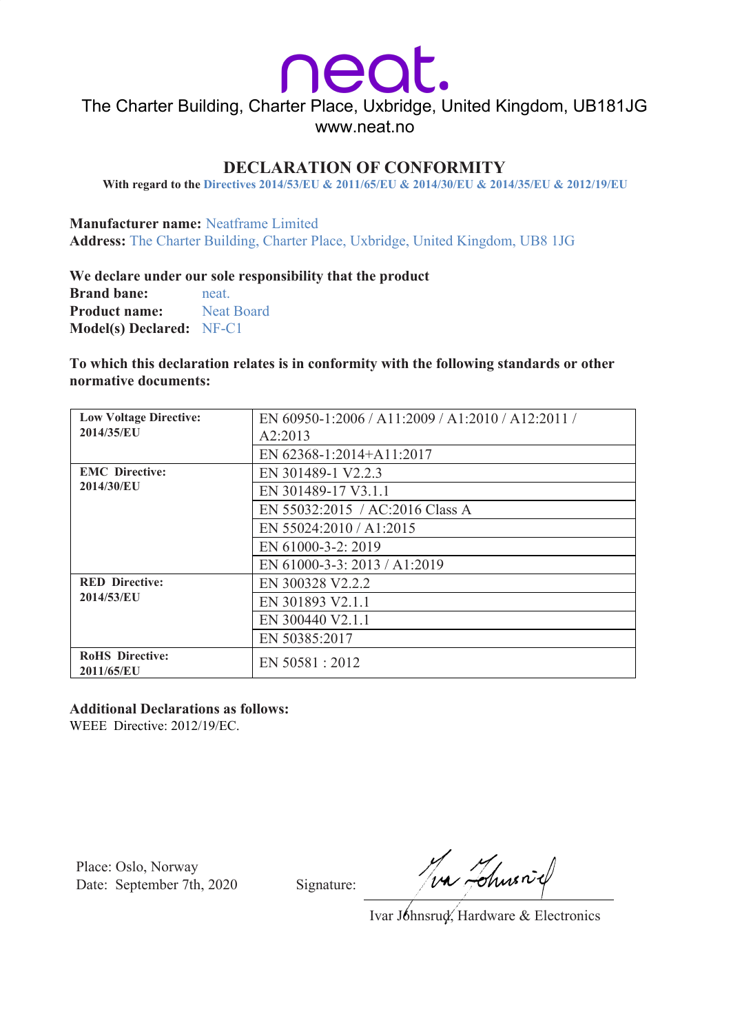neat.

The Charter Building, Charter Place, Uxbridge, United Kingdom, UB181JG
www.neat.no

# DECLARATION OF CONFORMITY

**With regard to the Directives 2014/53/EU & 2011/65/EU & 2014/30/EU & 2014/35/EU & 2012/19/EU**

**Manufacturer name:** Neatframe Limited
**Address:** The Charter Building, Charter Place, Uxbridge, United Kingdom, UB8 1JG

**We declare under our sole responsibility that the product**
**Brand bane:** neat.
**Product name:** Neat Board
**Model(s) Declared:** NF-C1

**To which this declaration relates is in conformity with the following standards or other normative documents:**

| | |
|---|---|
| **Low Voltage Directive: 2014/35/EU** | EN 60950-1:2006 / A11:2009 / A1:2010 / A12:2011 / A2:2013 |
| | EN 62368-1:2014+A11:2017 |
| **EMC Directive: 2014/30/EU** | EN 301489-1 V2.2.3 |
| | EN 301489-17 V3.1.1 |
| | EN 55032:2015 / AC:2016 Class A |
| | EN 55024:2010 / A1:2015 |
| | EN 61000-3-2: 2019 |
| | EN 61000-3-3: 2013 / A1:2019 |
| **RED Directive: 2014/53/EU** | EN 300328 V2.2.2 |
| | EN 301893 V2.1.1 |
| | EN 300440 V2.1.1 |
| | EN 50385:2017 |
| **RoHS Directive: 2011/65/EU** | EN 50581 : 2012 |

**Additional Declarations as follows:**
WEEE Directive: 2012/19/EC.

Place: Oslo, Norway
Date: September 7th, 2020

Signature:

Ivar Johnsrud, Hardware & Electronics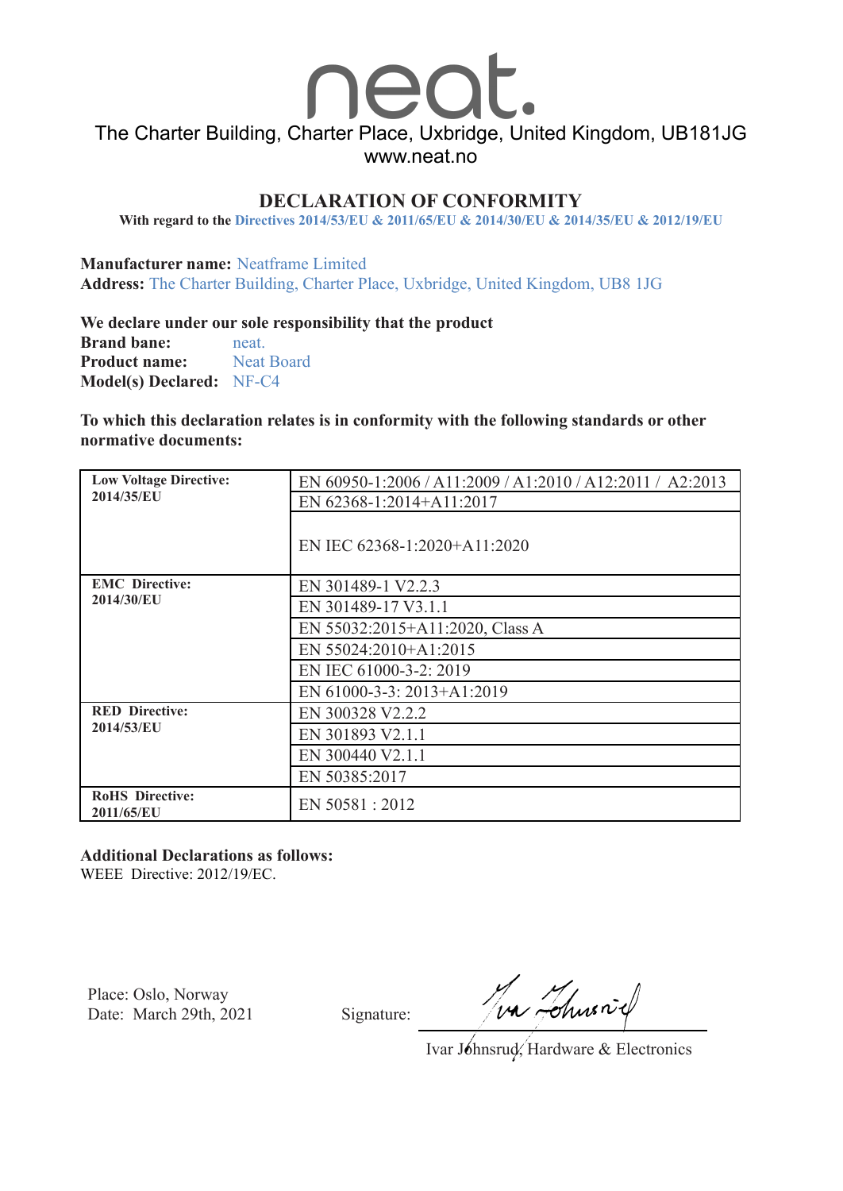# neat.

The Charter Building, Charter Place, Uxbridge, United Kingdom, UB181JG
www.neat.no

## DECLARATION OF CONFORMITY

**With regard to the Directives 2014/53/EU & 2011/65/EU & 2014/30/EU & 2014/35/EU & 2012/19/EU**

**Manufacturer name:** Neatframe Limited
**Address:** The Charter Building, Charter Place, Uxbridge, United Kingdom, UB8 1JG

**We declare under our sole responsibility that the product**
**Brand bane:** neat.
**Product name:** Neat Board
**Model(s) Declared:** NF-C4

**To which this declaration relates is in conformity with the following standards or other normative documents:**

| | |
|---|---|
| **Low Voltage Directive: 2014/35/EU** | EN 60950-1:2006 / A11:2009 / A1:2010 / A12:2011 / A2:2013 |
| | EN 62368-1:2014+A11:2017 |
| | EN IEC 62368-1:2020+A11:2020 |
| **EMC Directive: 2014/30/EU** | EN 301489-1 V2.2.3 |
| | EN 301489-17 V3.1.1 |
| | EN 55032:2015+A11:2020, Class A |
| | EN 55024:2010+A1:2015 |
| | EN IEC 61000-3-2: 2019 |
| | EN 61000-3-3: 2013+A1:2019 |
| **RED Directive: 2014/53/EU** | EN 300328 V2.2.2 |
| | EN 301893 V2.1.1 |
| | EN 300440 V2.1.1 |
| | EN 50385:2017 |
| **RoHS Directive: 2011/65/EU** | EN 50581 : 2012 |

**Additional Declarations as follows:**
WEEE Directive: 2012/19/EC.

Place: Oslo, Norway
Date: March 29th, 2021

Signature:

Ivar Johnsrud, Hardware & Electronics